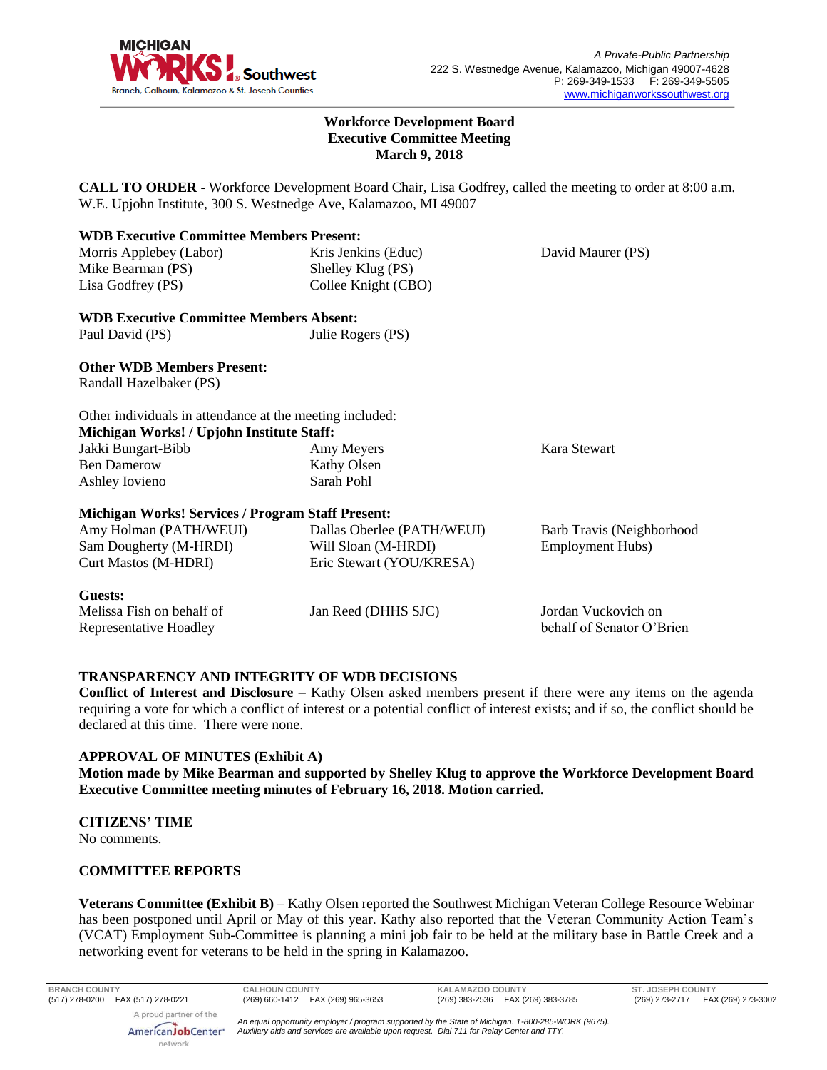A Private-Public Partnership
222 S. Westnedge Avenue, Kalamazoo, Michigan 49007-4628
P: 269-349-1533 F: 269-349-5505
www.michiganworkssouthwest.org

**Workforce Development Board**
**Executive Committee Meeting**
**March 9, 2018**

**CALL TO ORDER** - Workforce Development Board Chair, Lisa Godfrey, called the meeting to order at 8:00 a.m. W.E. Upjohn Institute, 300 S. Westnedge Ave, Kalamazoo, MI 49007

**WDB Executive Committee Members Present:**

| | | |
|---|---|---|
| Morris Applebey (Labor) | Kris Jenkins (Educ) | David Maurer (PS) |
| Mike Bearman (PS) | Shelley Klug (PS) | |
| Lisa Godfrey (PS) | Collee Knight (CBO) | |

**WDB Executive Committee Members Absent:**

| | |
|---|---|
| Paul David (PS) | Julie Rogers (PS) |

**Other WDB Members Present:**
Randall Hazelbaker (PS)

Other individuals in attendance at the meeting included:

**Michigan Works! / Upjohn Institute Staff:**

| | | |
|---|---|---|
| Jakki Bungart-Bibb | Amy Meyers | Kara Stewart |
| Ben Damerow | Kathy Olsen | |
| Ashley Iovieno | Sarah Pohl | |

**Michigan Works! Services / Program Staff Present:**

| | | |
|---|---|---|
| Amy Holman (PATH/WEUI) | Dallas Oberlee (PATH/WEUI) | Barb Travis (Neighborhood Employment Hubs) |
| Sam Dougherty (M-HRDI) | Will Sloan (M-HRDI) | |
| Curt Mastos (M-HDRI) | Eric Stewart (YOU/KRESA) | |

**Guests:**

| | | |
|---|---|---|
| Melissa Fish on behalf of Representative Hoadley | Jan Reed (DHHS SJC) | Jordan Vuckovich on behalf of Senator O'Brien |

**TRANSPARENCY AND INTEGRITY OF WDB DECISIONS**

**Conflict of Interest and Disclosure** – Kathy Olsen asked members present if there were any items on the agenda requiring a vote for which a conflict of interest or a potential conflict of interest exists; and if so, the conflict should be declared at this time. There were none.

**APPROVAL OF MINUTES (Exhibit A)**

**Motion made by Mike Bearman and supported by Shelley Klug to approve the Workforce Development Board Executive Committee meeting minutes of February 16, 2018. Motion carried.**

**CITIZENS' TIME**

No comments.

**COMMITTEE REPORTS**

**Veterans Committee (Exhibit B)** – Kathy Olsen reported the Southwest Michigan Veteran College Resource Webinar has been postponed until April or May of this year. Kathy also reported that the Veteran Community Action Team's (VCAT) Employment Sub-Committee is planning a mini job fair to be held at the military base in Battle Creek and a networking event for veterans to be held in the spring in Kalamazoo.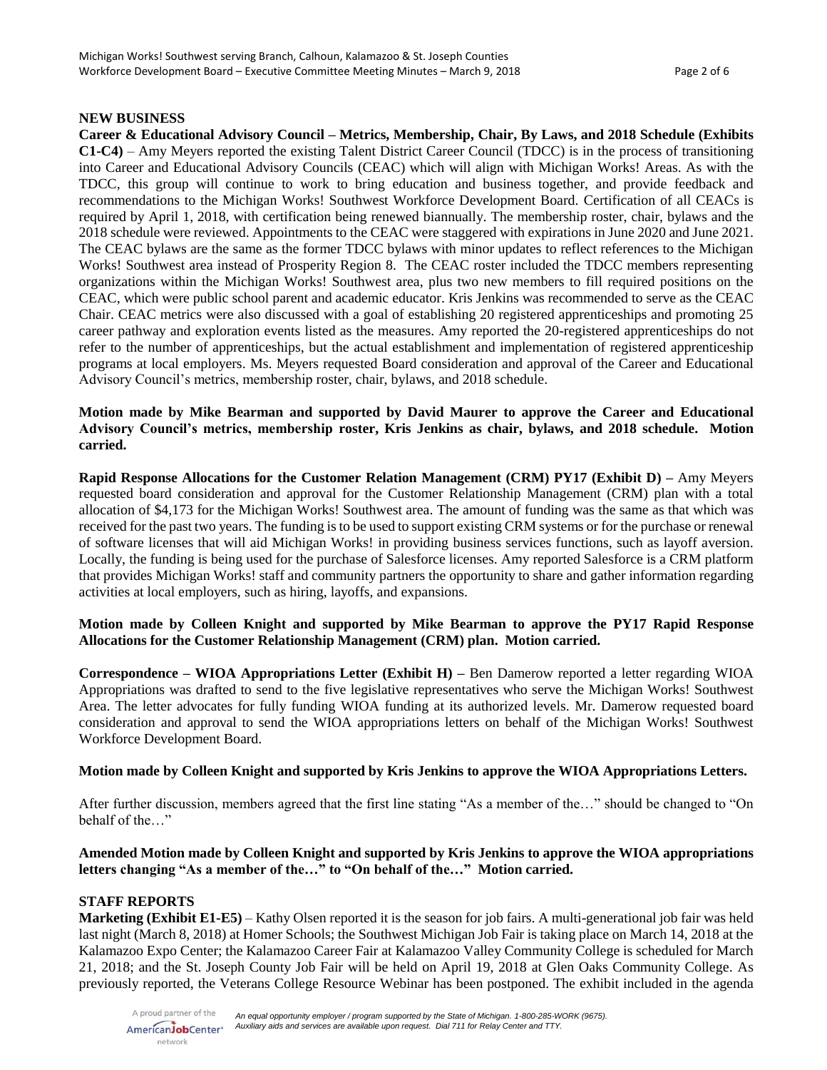## NEW BUSINESS

**Career & Educational Advisory Council – Metrics, Membership, Chair, By Laws, and 2018 Schedule (Exhibits C1-C4)** – Amy Meyers reported the existing Talent District Career Council (TDCC) is in the process of transitioning into Career and Educational Advisory Councils (CEAC) which will align with Michigan Works! Areas. As with the TDCC, this group will continue to work to bring education and business together, and provide feedback and recommendations to the Michigan Works! Southwest Workforce Development Board. Certification of all CEACs is required by April 1, 2018, with certification being renewed biannually. The membership roster, chair, bylaws and the 2018 schedule were reviewed. Appointments to the CEAC were staggered with expirations in June 2020 and June 2021. The CEAC bylaws are the same as the former TDCC bylaws with minor updates to reflect references to the Michigan Works! Southwest area instead of Prosperity Region 8. The CEAC roster included the TDCC members representing organizations within the Michigan Works! Southwest area, plus two new members to fill required positions on the CEAC, which were public school parent and academic educator. Kris Jenkins was recommended to serve as the CEAC Chair. CEAC metrics were also discussed with a goal of establishing 20 registered apprenticeships and promoting 25 career pathway and exploration events listed as the measures. Amy reported the 20-registered apprenticeships do not refer to the number of apprenticeships, but the actual establishment and implementation of registered apprenticeship programs at local employers. Ms. Meyers requested Board consideration and approval of the Career and Educational Advisory Council's metrics, membership roster, chair, bylaws, and 2018 schedule.

**Motion made by Mike Bearman and supported by David Maurer to approve the Career and Educational Advisory Council's metrics, membership roster, Kris Jenkins as chair, bylaws, and 2018 schedule. Motion carried.**

**Rapid Response Allocations for the Customer Relation Management (CRM) PY17 (Exhibit D) –** Amy Meyers requested board consideration and approval for the Customer Relationship Management (CRM) plan with a total allocation of $4,173 for the Michigan Works! Southwest area. The amount of funding was the same as that which was received for the past two years. The funding is to be used to support existing CRM systems or for the purchase or renewal of software licenses that will aid Michigan Works! in providing business services functions, such as layoff aversion. Locally, the funding is being used for the purchase of Salesforce licenses. Amy reported Salesforce is a CRM platform that provides Michigan Works! staff and community partners the opportunity to share and gather information regarding activities at local employers, such as hiring, layoffs, and expansions.

**Motion made by Colleen Knight and supported by Mike Bearman to approve the PY17 Rapid Response Allocations for the Customer Relationship Management (CRM) plan. Motion carried.**

**Correspondence – WIOA Appropriations Letter (Exhibit H) –** Ben Damerow reported a letter regarding WIOA Appropriations was drafted to send to the five legislative representatives who serve the Michigan Works! Southwest Area. The letter advocates for fully funding WIOA funding at its authorized levels. Mr. Damerow requested board consideration and approval to send the WIOA appropriations letters on behalf of the Michigan Works! Southwest Workforce Development Board.

**Motion made by Colleen Knight and supported by Kris Jenkins to approve the WIOA Appropriations Letters.**

After further discussion, members agreed that the first line stating "As a member of the…" should be changed to "On behalf of the…"

**Amended Motion made by Colleen Knight and supported by Kris Jenkins to approve the WIOA appropriations letters changing "As a member of the…" to "On behalf of the…" Motion carried.**

## STAFF REPORTS

**Marketing (Exhibit E1-E5)** – Kathy Olsen reported it is the season for job fairs. A multi-generational job fair was held last night (March 8, 2018) at Homer Schools; the Southwest Michigan Job Fair is taking place on March 14, 2018 at the Kalamazoo Expo Center; the Kalamazoo Career Fair at Kalamazoo Valley Community College is scheduled for March 21, 2018; and the St. Joseph County Job Fair will be held on April 19, 2018 at Glen Oaks Community College. As previously reported, the Veterans College Resource Webinar has been postponed. The exhibit included in the agenda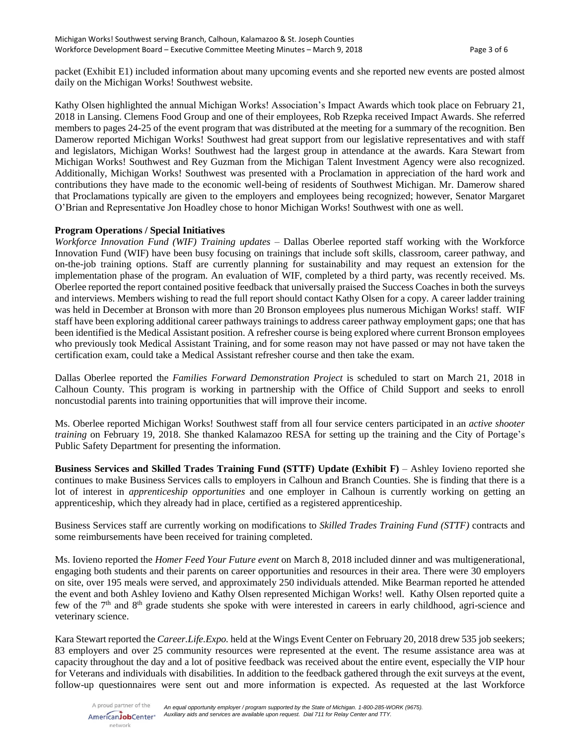packet (Exhibit E1) included information about many upcoming events and she reported new events are posted almost daily on the Michigan Works! Southwest website.

Kathy Olsen highlighted the annual Michigan Works! Association's Impact Awards which took place on February 21, 2018 in Lansing. Clemens Food Group and one of their employees, Rob Rzepka received Impact Awards. She referred members to pages 24-25 of the event program that was distributed at the meeting for a summary of the recognition. Ben Damerow reported Michigan Works! Southwest had great support from our legislative representatives and with staff and legislators, Michigan Works! Southwest had the largest group in attendance at the awards. Kara Stewart from Michigan Works! Southwest and Rey Guzman from the Michigan Talent Investment Agency were also recognized. Additionally, Michigan Works! Southwest was presented with a Proclamation in appreciation of the hard work and contributions they have made to the economic well-being of residents of Southwest Michigan. Mr. Damerow shared that Proclamations typically are given to the employers and employees being recognized; however, Senator Margaret O'Brian and Representative Jon Hoadley chose to honor Michigan Works! Southwest with one as well.

**Program Operations / Special Initiatives**

*Workforce Innovation Fund (WIF) Training updates* – Dallas Oberlee reported staff working with the Workforce Innovation Fund (WIF) have been busy focusing on trainings that include soft skills, classroom, career pathway, and on-the-job training options. Staff are currently planning for sustainability and may request an extension for the implementation phase of the program. An evaluation of WIF, completed by a third party, was recently received. Ms. Oberlee reported the report contained positive feedback that universally praised the Success Coaches in both the surveys and interviews. Members wishing to read the full report should contact Kathy Olsen for a copy. A career ladder training was held in December at Bronson with more than 20 Bronson employees plus numerous Michigan Works! staff. WIF staff have been exploring additional career pathways trainings to address career pathway employment gaps; one that has been identified is the Medical Assistant position. A refresher course is being explored where current Bronson employees who previously took Medical Assistant Training, and for some reason may not have passed or may not have taken the certification exam, could take a Medical Assistant refresher course and then take the exam.

Dallas Oberlee reported the *Families Forward Demonstration Project* is scheduled to start on March 21, 2018 in Calhoun County. This program is working in partnership with the Office of Child Support and seeks to enroll noncustodial parents into training opportunities that will improve their income.

Ms. Oberlee reported Michigan Works! Southwest staff from all four service centers participated in an *active shooter training* on February 19, 2018. She thanked Kalamazoo RESA for setting up the training and the City of Portage's Public Safety Department for presenting the information.

**Business Services and Skilled Trades Training Fund (STTF) Update (Exhibit F)** – Ashley Iovieno reported she continues to make Business Services calls to employers in Calhoun and Branch Counties. She is finding that there is a lot of interest in *apprenticeship opportunities* and one employer in Calhoun is currently working on getting an apprenticeship, which they already had in place, certified as a registered apprenticeship.

Business Services staff are currently working on modifications to *Skilled Trades Training Fund (STTF)* contracts and some reimbursements have been received for training completed.

Ms. Iovieno reported the *Homer Feed Your Future event* on March 8, 2018 included dinner and was multigenerational, engaging both students and their parents on career opportunities and resources in their area. There were 30 employers on site, over 195 meals were served, and approximately 250 individuals attended. Mike Bearman reported he attended the event and both Ashley Iovieno and Kathy Olsen represented Michigan Works! well. Kathy Olsen reported quite a few of the 7th and 8th grade students she spoke with were interested in careers in early childhood, agri-science and veterinary science.

Kara Stewart reported the *Career.Life.Expo.* held at the Wings Event Center on February 20, 2018 drew 535 job seekers; 83 employers and over 25 community resources were represented at the event. The resume assistance area was at capacity throughout the day and a lot of positive feedback was received about the entire event, especially the VIP hour for Veterans and individuals with disabilities. In addition to the feedback gathered through the exit surveys at the event, follow-up questionnaires were sent out and more information is expected. As requested at the last Workforce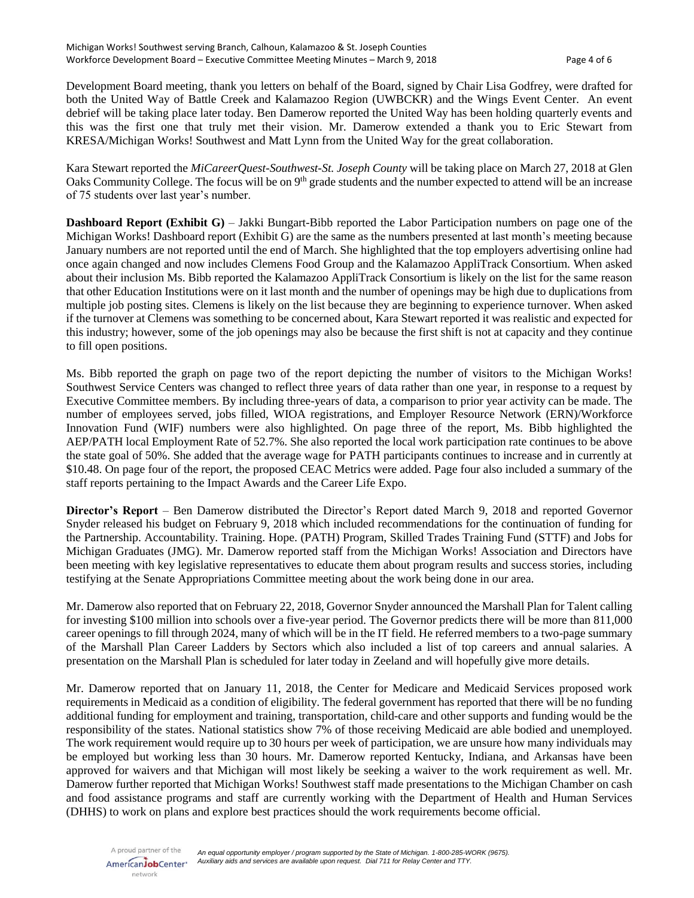Development Board meeting, thank you letters on behalf of the Board, signed by Chair Lisa Godfrey, were drafted for both the United Way of Battle Creek and Kalamazoo Region (UWBCKR) and the Wings Event Center. An event debrief will be taking place later today. Ben Damerow reported the United Way has been holding quarterly events and this was the first one that truly met their vision. Mr. Damerow extended a thank you to Eric Stewart from KRESA/Michigan Works! Southwest and Matt Lynn from the United Way for the great collaboration.

Kara Stewart reported the *MiCareerQuest-Southwest-St. Joseph County* will be taking place on March 27, 2018 at Glen Oaks Community College. The focus will be on 9th grade students and the number expected to attend will be an increase of 75 students over last year's number.

**Dashboard Report (Exhibit G)** – Jakki Bungart-Bibb reported the Labor Participation numbers on page one of the Michigan Works! Dashboard report (Exhibit G) are the same as the numbers presented at last month's meeting because January numbers are not reported until the end of March. She highlighted that the top employers advertising online had once again changed and now includes Clemens Food Group and the Kalamazoo AppliTrack Consortium. When asked about their inclusion Ms. Bibb reported the Kalamazoo AppliTrack Consortium is likely on the list for the same reason that other Education Institutions were on it last month and the number of openings may be high due to duplications from multiple job posting sites. Clemens is likely on the list because they are beginning to experience turnover. When asked if the turnover at Clemens was something to be concerned about, Kara Stewart reported it was realistic and expected for this industry; however, some of the job openings may also be because the first shift is not at capacity and they continue to fill open positions.

Ms. Bibb reported the graph on page two of the report depicting the number of visitors to the Michigan Works! Southwest Service Centers was changed to reflect three years of data rather than one year, in response to a request by Executive Committee members. By including three-years of data, a comparison to prior year activity can be made. The number of employees served, jobs filled, WIOA registrations, and Employer Resource Network (ERN)/Workforce Innovation Fund (WIF) numbers were also highlighted. On page three of the report, Ms. Bibb highlighted the AEP/PATH local Employment Rate of 52.7%. She also reported the local work participation rate continues to be above the state goal of 50%. She added that the average wage for PATH participants continues to increase and in currently at $10.48. On page four of the report, the proposed CEAC Metrics were added. Page four also included a summary of the staff reports pertaining to the Impact Awards and the Career Life Expo.

**Director's Report** – Ben Damerow distributed the Director's Report dated March 9, 2018 and reported Governor Snyder released his budget on February 9, 2018 which included recommendations for the continuation of funding for the Partnership. Accountability. Training. Hope. (PATH) Program, Skilled Trades Training Fund (STTF) and Jobs for Michigan Graduates (JMG). Mr. Damerow reported staff from the Michigan Works! Association and Directors have been meeting with key legislative representatives to educate them about program results and success stories, including testifying at the Senate Appropriations Committee meeting about the work being done in our area.

Mr. Damerow also reported that on February 22, 2018, Governor Snyder announced the Marshall Plan for Talent calling for investing $100 million into schools over a five-year period. The Governor predicts there will be more than 811,000 career openings to fill through 2024, many of which will be in the IT field. He referred members to a two-page summary of the Marshall Plan Career Ladders by Sectors which also included a list of top careers and annual salaries. A presentation on the Marshall Plan is scheduled for later today in Zeeland and will hopefully give more details.

Mr. Damerow reported that on January 11, 2018, the Center for Medicare and Medicaid Services proposed work requirements in Medicaid as a condition of eligibility. The federal government has reported that there will be no funding additional funding for employment and training, transportation, child-care and other supports and funding would be the responsibility of the states. National statistics show 7% of those receiving Medicaid are able bodied and unemployed. The work requirement would require up to 30 hours per week of participation, we are unsure how many individuals may be employed but working less than 30 hours. Mr. Damerow reported Kentucky, Indiana, and Arkansas have been approved for waivers and that Michigan will most likely be seeking a waiver to the work requirement as well. Mr. Damerow further reported that Michigan Works! Southwest staff made presentations to the Michigan Chamber on cash and food assistance programs and staff are currently working with the Department of Health and Human Services (DHHS) to work on plans and explore best practices should the work requirements become official.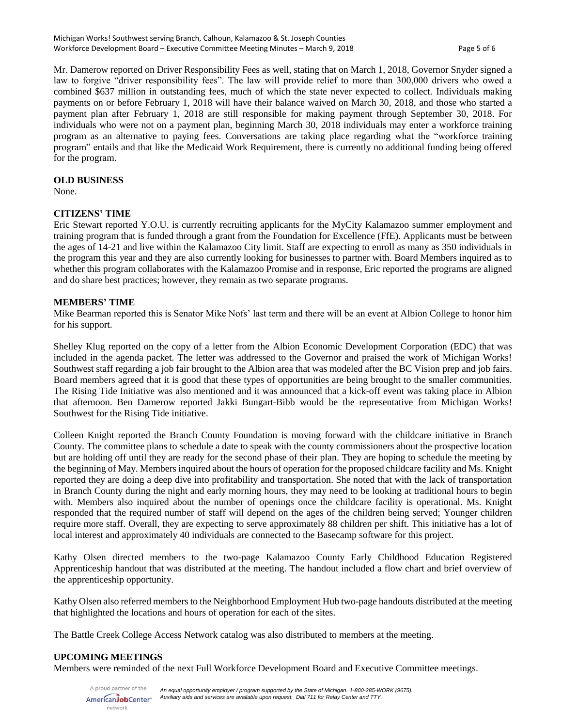Mr. Damerow reported on Driver Responsibility Fees as well, stating that on March 1, 2018, Governor Snyder signed a law to forgive "driver responsibility fees". The law will provide relief to more than 300,000 drivers who owed a combined $637 million in outstanding fees, much of which the state never expected to collect. Individuals making payments on or before February 1, 2018 will have their balance waived on March 30, 2018, and those who started a payment plan after February 1, 2018 are still responsible for making payment through September 30, 2018. For individuals who were not on a payment plan, beginning March 30, 2018 individuals may enter a workforce training program as an alternative to paying fees. Conversations are taking place regarding what the "workforce training program" entails and that like the Medicaid Work Requirement, there is currently no additional funding being offered for the program.

**OLD BUSINESS**

None.

**CITIZENS' TIME**

Eric Stewart reported Y.O.U. is currently recruiting applicants for the MyCity Kalamazoo summer employment and training program that is funded through a grant from the Foundation for Excellence (FfE). Applicants must be between the ages of 14-21 and live within the Kalamazoo City limit. Staff are expecting to enroll as many as 350 individuals in the program this year and they are also currently looking for businesses to partner with. Board Members inquired as to whether this program collaborates with the Kalamazoo Promise and in response, Eric reported the programs are aligned and do share best practices; however, they remain as two separate programs.

**MEMBERS' TIME**

Mike Bearman reported this is Senator Mike Nofs' last term and there will be an event at Albion College to honor him for his support.

Shelley Klug reported on the copy of a letter from the Albion Economic Development Corporation (EDC) that was included in the agenda packet. The letter was addressed to the Governor and praised the work of Michigan Works! Southwest staff regarding a job fair brought to the Albion area that was modeled after the BC Vision prep and job fairs. Board members agreed that it is good that these types of opportunities are being brought to the smaller communities. The Rising Tide Initiative was also mentioned and it was announced that a kick-off event was taking place in Albion that afternoon. Ben Damerow reported Jakki Bungart-Bibb would be the representative from Michigan Works! Southwest for the Rising Tide initiative.

Colleen Knight reported the Branch County Foundation is moving forward with the childcare initiative in Branch County. The committee plans to schedule a date to speak with the county commissioners about the prospective location but are holding off until they are ready for the second phase of their plan. They are hoping to schedule the meeting by the beginning of May. Members inquired about the hours of operation for the proposed childcare facility and Ms. Knight reported they are doing a deep dive into profitability and transportation. She noted that with the lack of transportation in Branch County during the night and early morning hours, they may need to be looking at traditional hours to begin with. Members also inquired about the number of openings once the childcare facility is operational. Ms. Knight responded that the required number of staff will depend on the ages of the children being served; Younger children require more staff. Overall, they are expecting to serve approximately 88 children per shift. This initiative has a lot of local interest and approximately 40 individuals are connected to the Basecamp software for this project.

Kathy Olsen directed members to the two-page Kalamazoo County Early Childhood Education Registered Apprenticeship handout that was distributed at the meeting. The handout included a flow chart and brief overview of the apprenticeship opportunity.

Kathy Olsen also referred members to the Neighborhood Employment Hub two-page handouts distributed at the meeting that highlighted the locations and hours of operation for each of the sites.

The Battle Creek College Access Network catalog was also distributed to members at the meeting.

**UPCOMING MEETINGS**

Members were reminded of the next Full Workforce Development Board and Executive Committee meetings.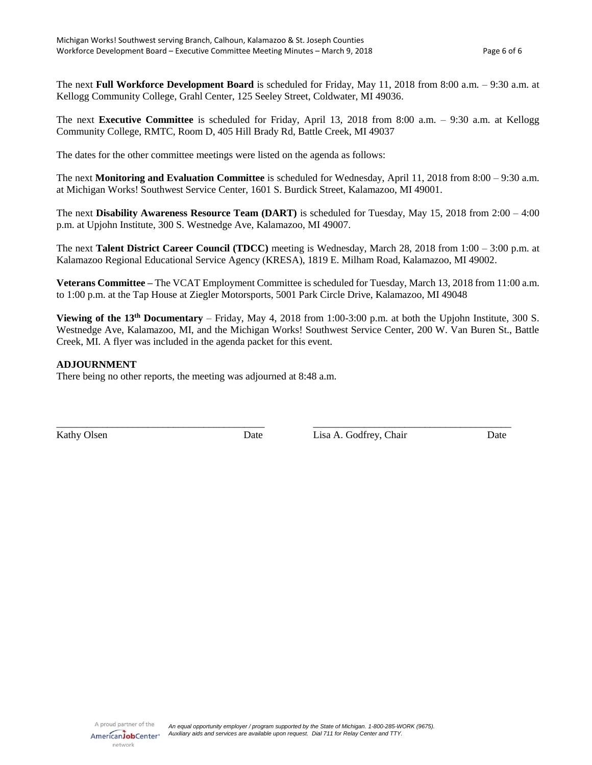The next **Full Workforce Development Board** is scheduled for Friday, May 11, 2018 from 8:00 a.m. – 9:30 a.m. at Kellogg Community College, Grahl Center, 125 Seeley Street, Coldwater, MI 49036.

The next **Executive Committee** is scheduled for Friday, April 13, 2018 from 8:00 a.m. – 9:30 a.m. at Kellogg Community College, RMTC, Room D, 405 Hill Brady Rd, Battle Creek, MI 49037

The dates for the other committee meetings were listed on the agenda as follows:

The next **Monitoring and Evaluation Committee** is scheduled for Wednesday, April 11, 2018 from 8:00 – 9:30 a.m. at Michigan Works! Southwest Service Center, 1601 S. Burdick Street, Kalamazoo, MI 49001.

The next **Disability Awareness Resource Team (DART)** is scheduled for Tuesday, May 15, 2018 from 2:00 – 4:00 p.m. at Upjohn Institute, 300 S. Westnedge Ave, Kalamazoo, MI 49007.

The next **Talent District Career Council (TDCC)** meeting is Wednesday, March 28, 2018 from 1:00 – 3:00 p.m. at Kalamazoo Regional Educational Service Agency (KRESA), 1819 E. Milham Road, Kalamazoo, MI 49002.

**Veterans Committee –** The VCAT Employment Committee is scheduled for Tuesday, March 13, 2018 from 11:00 a.m. to 1:00 p.m. at the Tap House at Ziegler Motorsports, 5001 Park Circle Drive, Kalamazoo, MI 49048

**Viewing of the 13th Documentary** – Friday, May 4, 2018 from 1:00-3:00 p.m. at both the Upjohn Institute, 300 S. Westnedge Ave, Kalamazoo, MI, and the Michigan Works! Southwest Service Center, 200 W. Van Buren St., Battle Creek, MI. A flyer was included in the agenda packet for this event.

**ADJOURNMENT**

There being no other reports, the meeting was adjourned at 8:48 a.m.

| | | | |
|---|---|---|---|
| Kathy Olsen | Date | Lisa A. Godfrey, Chair | Date |

A proud partner of the AmericanJobCenter network

*An equal opportunity employer / program supported by the State of Michigan. 1-800-285-WORK (9675). Auxiliary aids and services are available upon request. Dial 711 for Relay Center and TTY.*